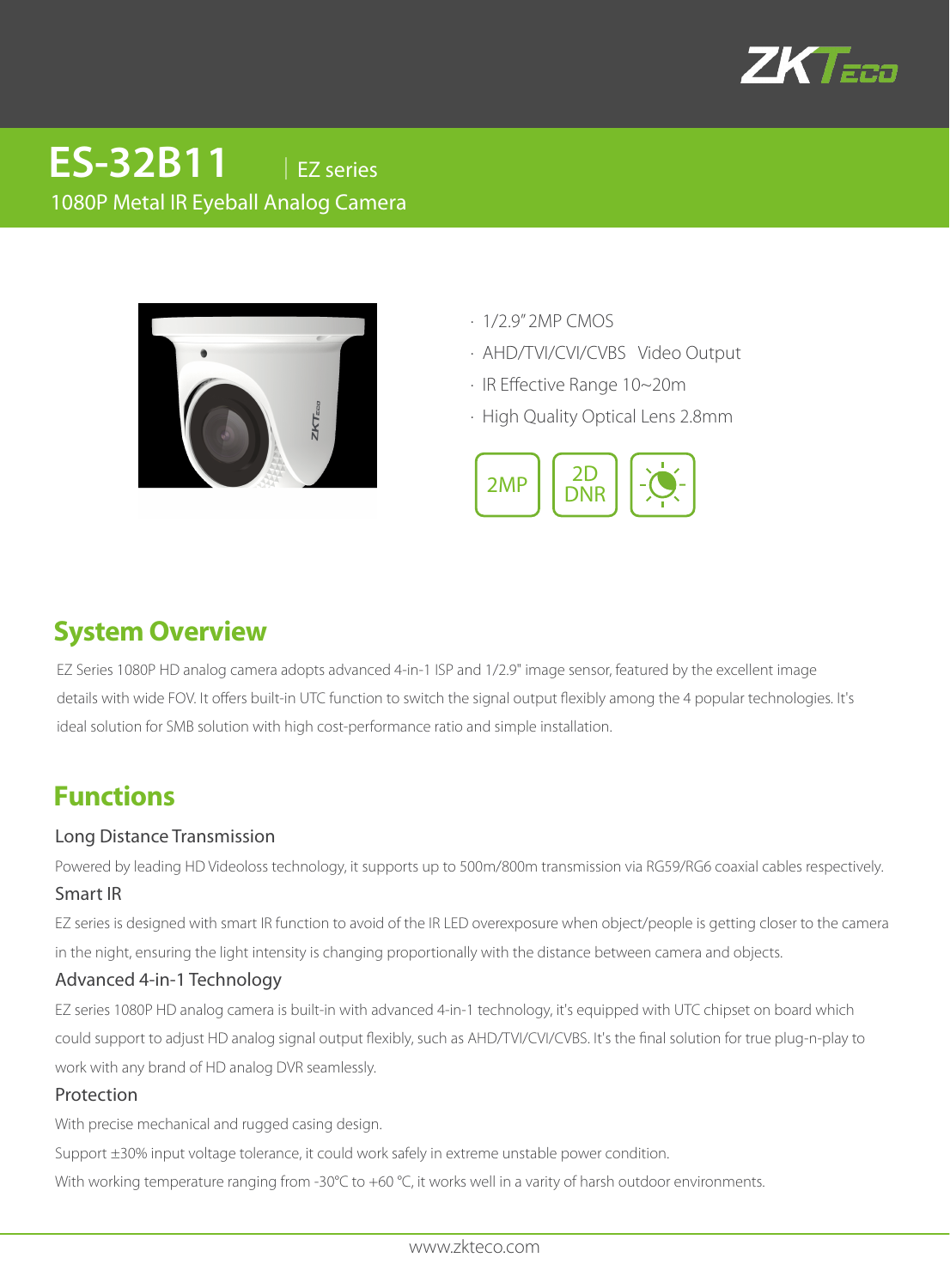# ES-32B11 | EZ series

1080P Metal IR Eyeball Analog Camera

- 1/2.9" 2MP CMOS
- AHD/TVI/CVI/CVBS Video Output
- IR Effective Range 10~20m
- High Quality Optical Lens 2.8mm

2MP | 2D DNR

## System Overview

EZ Series 1080P HD analog camera adopts advanced 4-in-1 ISP and 1/2.9" image sensor, featured by the excellent image details with wide FOV. It offers built-in UTC function to switch the signal output flexibly among the 4 popular technologies. It's ideal solution for SMB solution with high cost-performance ratio and simple installation.

## Functions

### Long Distance Transmission

Powered by leading HD Videoloss technology, it supports up to 500m/800m transmission via RG59/RG6 coaxial cables respectively.

### Smart IR

EZ series is designed with smart IR function to avoid of the IR LED overexposure when object/people is getting closer to the camera in the night, ensuring the light intensity is changing proportionally with the distance between camera and objects.

### Advanced 4-in-1 Technology

EZ series 1080P HD analog camera is built-in with advanced 4-in-1 technology, it's equipped with UTC chipset on board which could support to adjust HD analog signal output flexibly, such as AHD/TVI/CVI/CVBS. It's the final solution for true plug-n-play to work with any brand of HD analog DVR seamlessly.

### Protection

With precise mechanical and rugged casing design.

Support ±30% input voltage tolerance, it could work safely in extreme unstable power condition.

With working temperature ranging from -30℃ to +60 ℃, it works well in a varity of harsh outdoor environments.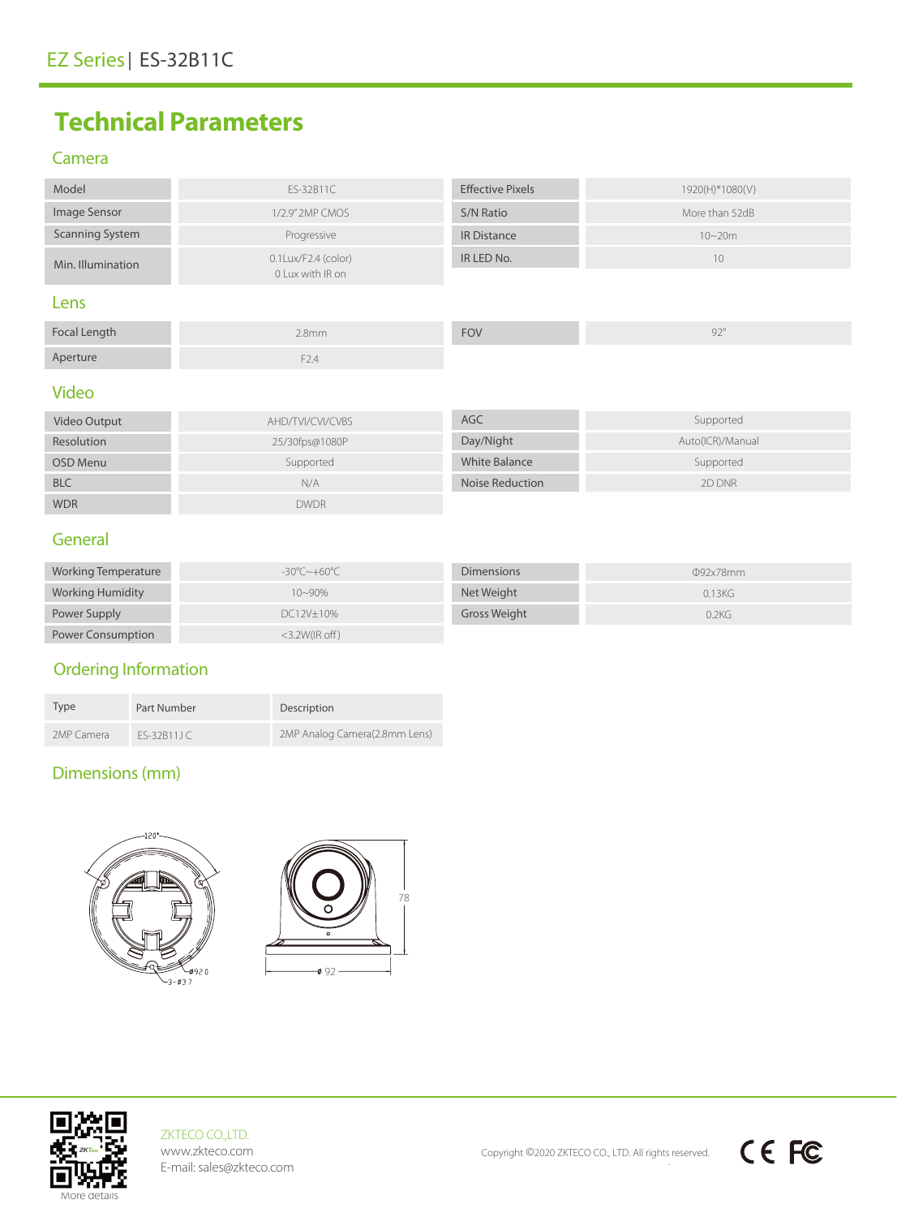EZ Series | ES-32B11C

# Technical Parameters

## Camera

| | | | |
|---|---|---|---|
| Model | ES-32B11C | Effective Pixels | 1920(H)*1080(V) |
| Image Sensor | 1/2.9" 2MP CMOS | S/N Ratio | More than 52dB |
| Scanning System | Progressive | IR Distance | 10~20m |
| Min. Illumination | 0.1Lux/F2.4 (color) 0 Lux with IR on | IR LED No. | 10 |

## Lens

| | | | |
|---|---|---|---|
| Focal Length | 2.8mm | FOV | 92° |
| Aperture | F2.4 | | |

## Video

| | | | |
|---|---|---|---|
| Video Output | AHD/TVI/CVI/CVBS | AGC | Supported |
| Resolution | 25/30fps@1080P | Day/Night | Auto(ICR)/Manual |
| OSD Menu | Supported | White Balance | Supported |
| BLC | N/A | Noise Reduction | 2D DNR |
| WDR | DWDR | | |

## General

| | | | |
|---|---|---|---|
| Working Temperature | -30℃~+60℃ | Dimensions | Φ92x78mm |
| Working Humidity | 10~90% | Net Weight | 0.13KG |
| Power Supply | DC12V±10% | Gross Weight | 0.2KG |
| Power Consumption | <3.2W(IR off) | | |

## Ordering Information

| Type | Part Number | Description |
|---|---|---|
| 2MP Camera | ES-32B11J C | 2MP Analog Camera(2.8mm Lens) |

## Dimensions (mm)

120°

Φ92.0

3-Φ3.7

78

Φ 92

More details

ZKTECO CO.,LTD.
www.zkteco.com
E-mail: sales@zkteco.com

Copyright ©2020 ZKTECO CO., LTD. All rights reserved.